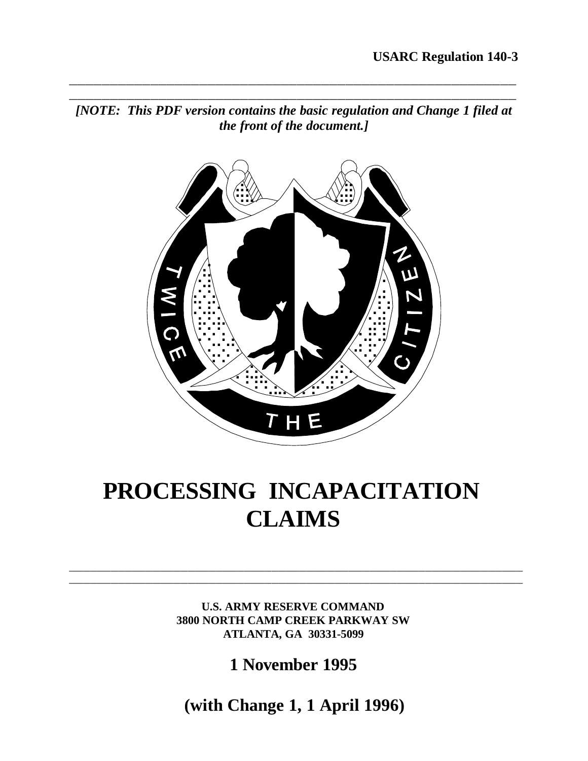**USARC Regulation 140-3**

***[NOTE: This PDF version contains the basic regulation and Change 1 filed at the front of the document.]***

# PROCESSING INCAPACITATION CLAIMS

**U.S. ARMY RESERVE COMMAND**
**3800 NORTH CAMP CREEK PARKWAY SW**
**ATLANTA, GA 30331-5099**

**1 November 1995**

**(with Change 1, 1 April 1996)**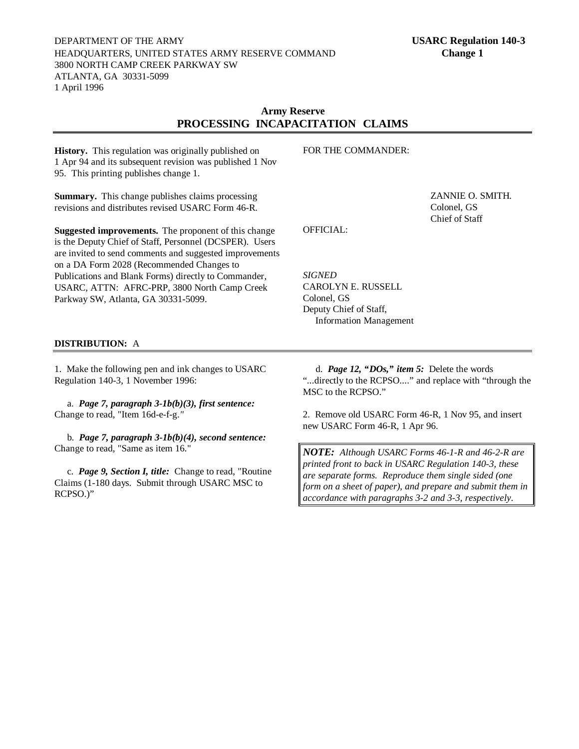DEPARTMENT OF THE ARMY
HEADQUARTERS, UNITED STATES ARMY RESERVE COMMAND
3800 NORTH CAMP CREEK PARKWAY SW
ATLANTA, GA 30331-5099
1 April 1996

**USARC Regulation 140-3**
**Change 1**

## Army Reserve
# PROCESSING INCAPACITATION CLAIMS

**History.** This regulation was originally published on 1 Apr 94 and its subsequent revision was published 1 Nov 95. This printing publishes change 1.

**Summary.** This change publishes claims processing revisions and distributes revised USARC Form 46-R.

**Suggested improvements.** The proponent of this change is the Deputy Chief of Staff, Personnel (DCSPER). Users are invited to send comments and suggested improvements on a DA Form 2028 (Recommended Changes to Publications and Blank Forms) directly to Commander, USARC, ATTN: AFRC-PRP, 3800 North Camp Creek Parkway SW, Atlanta, GA 30331-5099.

FOR THE COMMANDER:

ZANNIE O. SMITH.
Colonel, GS
Chief of Staff

OFFICIAL:

*SIGNED*
CAROLYN E. RUSSELL
Colonel, GS
Deputy Chief of Staff,
Information Management

**DISTRIBUTION:** A

1. Make the following pen and ink changes to USARC Regulation 140-3, 1 November 1996:

   a. ***Page 7, paragraph 3-1b(b)(3), first sentence:*** Change to read, "Item 16d-e-f-g."

   b. ***Page 7, paragraph 3-1b(b)(4), second sentence:*** Change to read, "Same as item 16."

   c. ***Page 9, Section I, title:*** Change to read, "Routine Claims (1-180 days. Submit through USARC MSC to RCPSO.)"

   d. ***Page 12, "DOs," item 5:*** Delete the words "...directly to the RCPSO...." and replace with "through the MSC to the RCPSO."

2. Remove old USARC Form 46-R, 1 Nov 95, and insert new USARC Form 46-R, 1 Apr 96.

> ***NOTE:*** *Although USARC Forms 46-1-R and 46-2-R are printed front to back in USARC Regulation 140-3, these are separate forms. Reproduce them single sided (one form on a sheet of paper), and prepare and submit them in accordance with paragraphs 3-2 and 3-3, respectively.*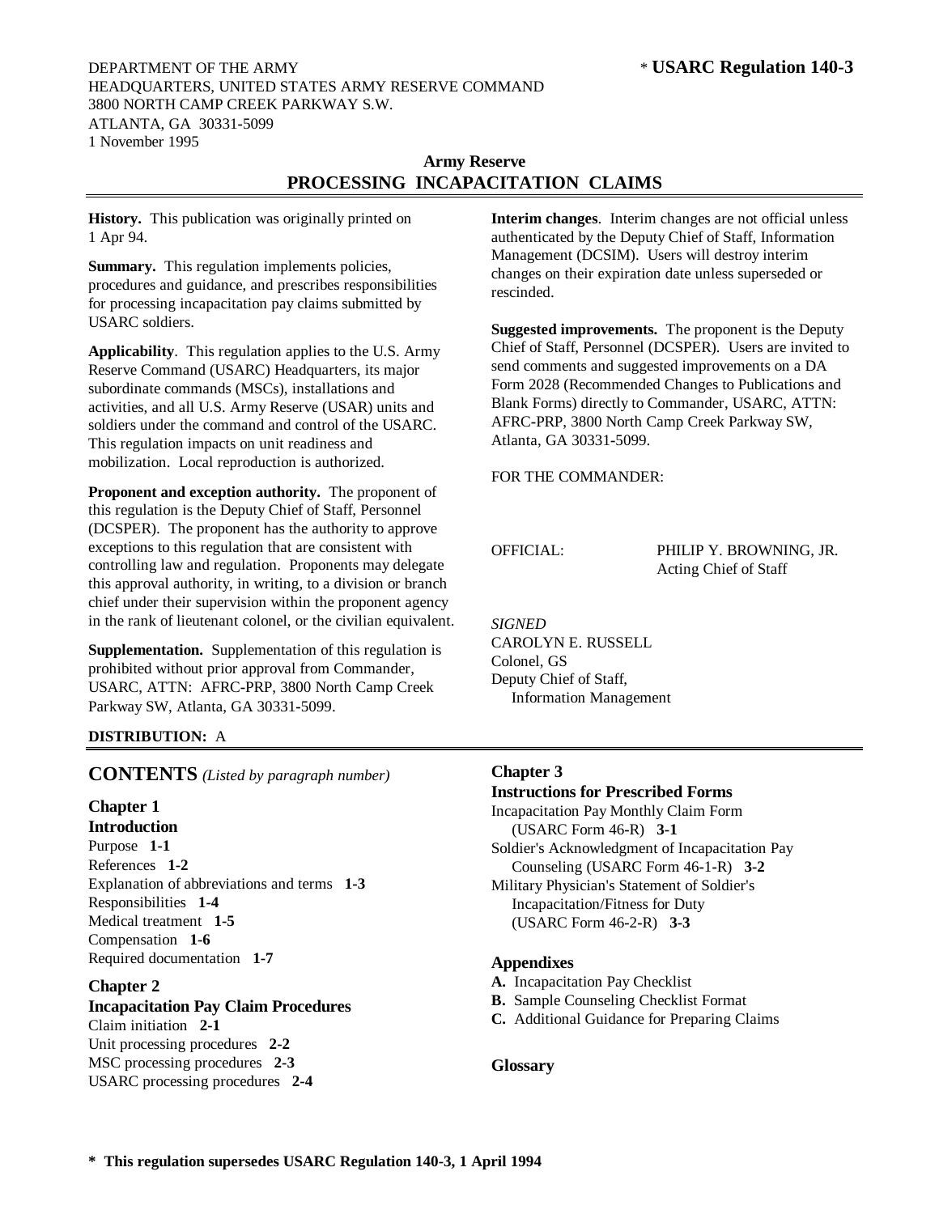DEPARTMENT OF THE ARMY
HEADQUARTERS, UNITED STATES ARMY RESERVE COMMAND
3800 NORTH CAMP CREEK PARKWAY S.W.
ATLANTA, GA 30331-5099
1 November 1995

\* **USARC Regulation 140-3**

# Army Reserve
# PROCESSING INCAPACITATION CLAIMS

**History.** This publication was originally printed on 1 Apr 94.

**Summary.** This regulation implements policies, procedures and guidance, and prescribes responsibilities for processing incapacitation pay claims submitted by USARC soldiers.

**Applicability**. This regulation applies to the U.S. Army Reserve Command (USARC) Headquarters, its major subordinate commands (MSCs), installations and activities, and all U.S. Army Reserve (USAR) units and soldiers under the command and control of the USARC. This regulation impacts on unit readiness and mobilization. Local reproduction is authorized.

**Proponent and exception authority.** The proponent of this regulation is the Deputy Chief of Staff, Personnel (DCSPER). The proponent has the authority to approve exceptions to this regulation that are consistent with controlling law and regulation. Proponents may delegate this approval authority, in writing, to a division or branch chief under their supervision within the proponent agency in the rank of lieutenant colonel, or the civilian equivalent.

**Supplementation.** Supplementation of this regulation is prohibited without prior approval from Commander, USARC, ATTN: AFRC-PRP, 3800 North Camp Creek Parkway SW, Atlanta, GA 30331-5099.

**Interim changes**. Interim changes are not official unless authenticated by the Deputy Chief of Staff, Information Management (DCSIM). Users will destroy interim changes on their expiration date unless superseded or rescinded.

**Suggested improvements.** The proponent is the Deputy Chief of Staff, Personnel (DCSPER). Users are invited to send comments and suggested improvements on a DA Form 2028 (Recommended Changes to Publications and Blank Forms) directly to Commander, USARC, ATTN: AFRC-PRP, 3800 North Camp Creek Parkway SW, Atlanta, GA 30331-5099.

FOR THE COMMANDER:

PHILIP Y. BROWNING, JR.
Acting Chief of Staff

OFFICIAL:

*SIGNED*
CAROLYN E. RUSSELL
Colonel, GS
Deputy Chief of Staff,
Information Management

**DISTRIBUTION:** A

## CONTENTS *(Listed by paragraph number)*

**Chapter 1**
**Introduction**
Purpose **1-1**
References **1-2**
Explanation of abbreviations and terms **1-3**
Responsibilities **1-4**
Medical treatment **1-5**
Compensation **1-6**
Required documentation **1-7**

**Chapter 2**
**Incapacitation Pay Claim Procedures**
Claim initiation **2-1**
Unit processing procedures **2-2**
MSC processing procedures **2-3**
USARC processing procedures **2-4**

**Chapter 3**
**Instructions for Prescribed Forms**
Incapacitation Pay Monthly Claim Form (USARC Form 46-R) **3-1**
Soldier's Acknowledgment of Incapacitation Pay Counseling (USARC Form 46-1-R) **3-2**
Military Physician's Statement of Soldier's Incapacitation/Fitness for Duty (USARC Form 46-2-R) **3-3**

**Appendixes**
**A.** Incapacitation Pay Checklist
**B.** Sample Counseling Checklist Format
**C.** Additional Guidance for Preparing Claims

**Glossary**

**\* This regulation supersedes USARC Regulation 140-3, 1 April 1994**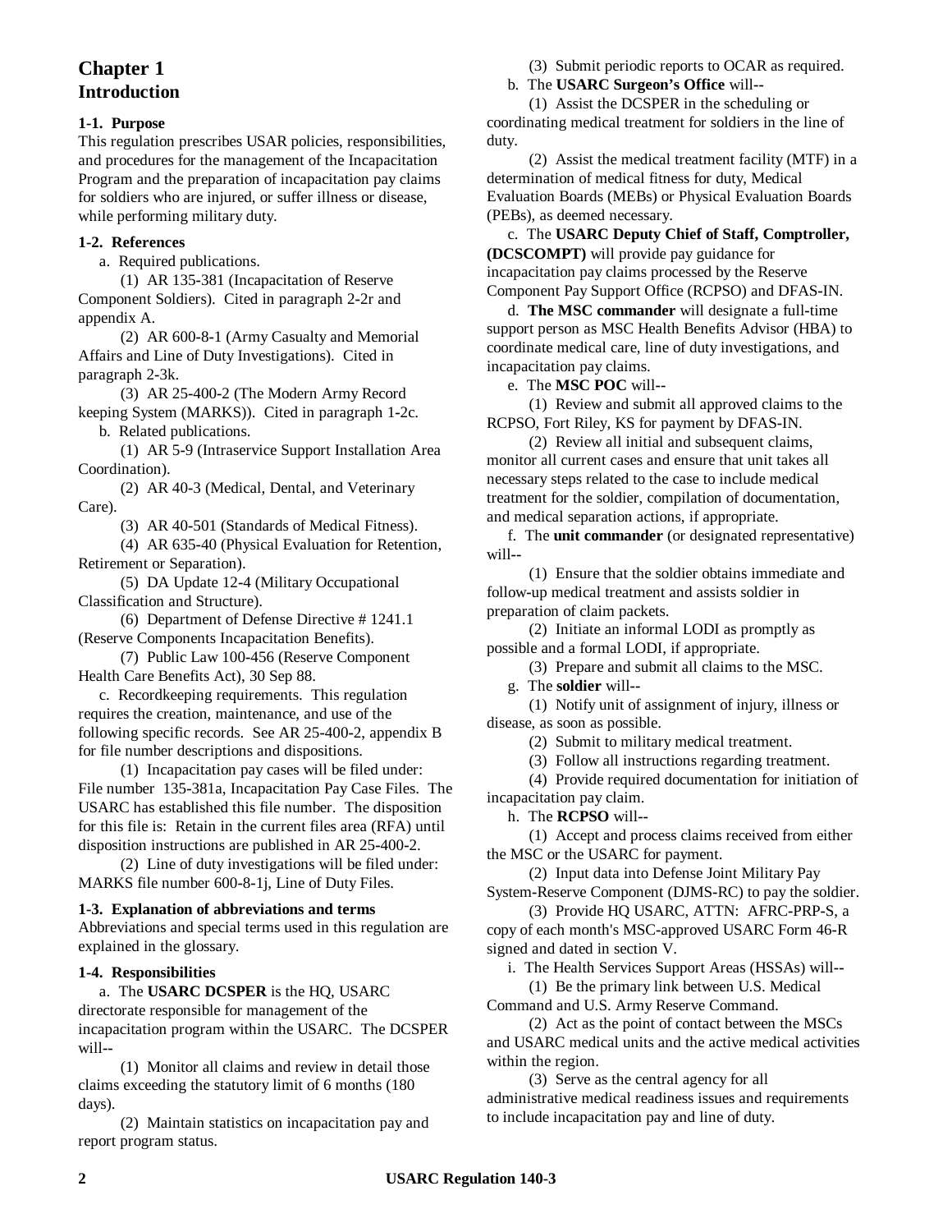# Chapter 1
# Introduction

**1-1. Purpose**

This regulation prescribes USAR policies, responsibilities, and procedures for the management of the Incapacitation Program and the preparation of incapacitation pay claims for soldiers who are injured, or suffer illness or disease, while performing military duty.

**1-2. References**

a. Required publications.

(1) AR 135-381 (Incapacitation of Reserve Component Soldiers). Cited in paragraph 2-2r and appendix A.

(2) AR 600-8-1 (Army Casualty and Memorial Affairs and Line of Duty Investigations). Cited in paragraph 2-3k.

(3) AR 25-400-2 (The Modern Army Record keeping System (MARKS)). Cited in paragraph 1-2c.

b. Related publications.

(1) AR 5-9 (Intraservice Support Installation Area Coordination).

(2) AR 40-3 (Medical, Dental, and Veterinary Care).

(3) AR 40-501 (Standards of Medical Fitness).

(4) AR 635-40 (Physical Evaluation for Retention, Retirement or Separation).

(5) DA Update 12-4 (Military Occupational Classification and Structure).

(6) Department of Defense Directive # 1241.1 (Reserve Components Incapacitation Benefits).

(7) Public Law 100-456 (Reserve Component Health Care Benefits Act), 30 Sep 88.

c. Recordkeeping requirements. This regulation requires the creation, maintenance, and use of the following specific records. See AR 25-400-2, appendix B for file number descriptions and dispositions.

(1) Incapacitation pay cases will be filed under: File number 135-381a, Incapacitation Pay Case Files. The USARC has established this file number. The disposition for this file is: Retain in the current files area (RFA) until disposition instructions are published in AR 25-400-2.

(2) Line of duty investigations will be filed under: MARKS file number 600-8-1j, Line of Duty Files.

**1-3. Explanation of abbreviations and terms**

Abbreviations and special terms used in this regulation are explained in the glossary.

**1-4. Responsibilities**

a. The **USARC DCSPER** is the HQ, USARC directorate responsible for management of the incapacitation program within the USARC. The DCSPER will--

(1) Monitor all claims and review in detail those claims exceeding the statutory limit of 6 months (180 days).

(2) Maintain statistics on incapacitation pay and report program status.

(3) Submit periodic reports to OCAR as required.

b. The **USARC Surgeon's Office** will--

(1) Assist the DCSPER in the scheduling or coordinating medical treatment for soldiers in the line of duty.

(2) Assist the medical treatment facility (MTF) in a determination of medical fitness for duty, Medical Evaluation Boards (MEBs) or Physical Evaluation Boards (PEBs), as deemed necessary.

c. The **USARC Deputy Chief of Staff, Comptroller, (DCSCOMPT)** will provide pay guidance for incapacitation pay claims processed by the Reserve Component Pay Support Office (RCPSO) and DFAS-IN.

d. **The MSC commander** will designate a full-time support person as MSC Health Benefits Advisor (HBA) to coordinate medical care, line of duty investigations, and incapacitation pay claims.

e. The **MSC POC** will--

(1) Review and submit all approved claims to the RCPSO, Fort Riley, KS for payment by DFAS-IN.

(2) Review all initial and subsequent claims, monitor all current cases and ensure that unit takes all necessary steps related to the case to include medical treatment for the soldier, compilation of documentation, and medical separation actions, if appropriate.

f. The **unit commander** (or designated representative) will--

(1) Ensure that the soldier obtains immediate and follow-up medical treatment and assists soldier in preparation of claim packets.

(2) Initiate an informal LODI as promptly as possible and a formal LODI, if appropriate.

(3) Prepare and submit all claims to the MSC.

g. The **soldier** will--

(1) Notify unit of assignment of injury, illness or disease, as soon as possible.

(2) Submit to military medical treatment.

(3) Follow all instructions regarding treatment.

(4) Provide required documentation for initiation of incapacitation pay claim.

h. The **RCPSO** will--

(1) Accept and process claims received from either the MSC or the USARC for payment.

(2) Input data into Defense Joint Military Pay System-Reserve Component (DJMS-RC) to pay the soldier.

(3) Provide HQ USARC, ATTN: AFRC-PRP-S, a copy of each month's MSC-approved USARC Form 46-R signed and dated in section V.

i. The Health Services Support Areas (HSSAs) will--

(1) Be the primary link between U.S. Medical Command and U.S. Army Reserve Command.

(2) Act as the point of contact between the MSCs and USARC medical units and the active medical activities within the region.

(3) Serve as the central agency for all administrative medical readiness issues and requirements to include incapacitation pay and line of duty.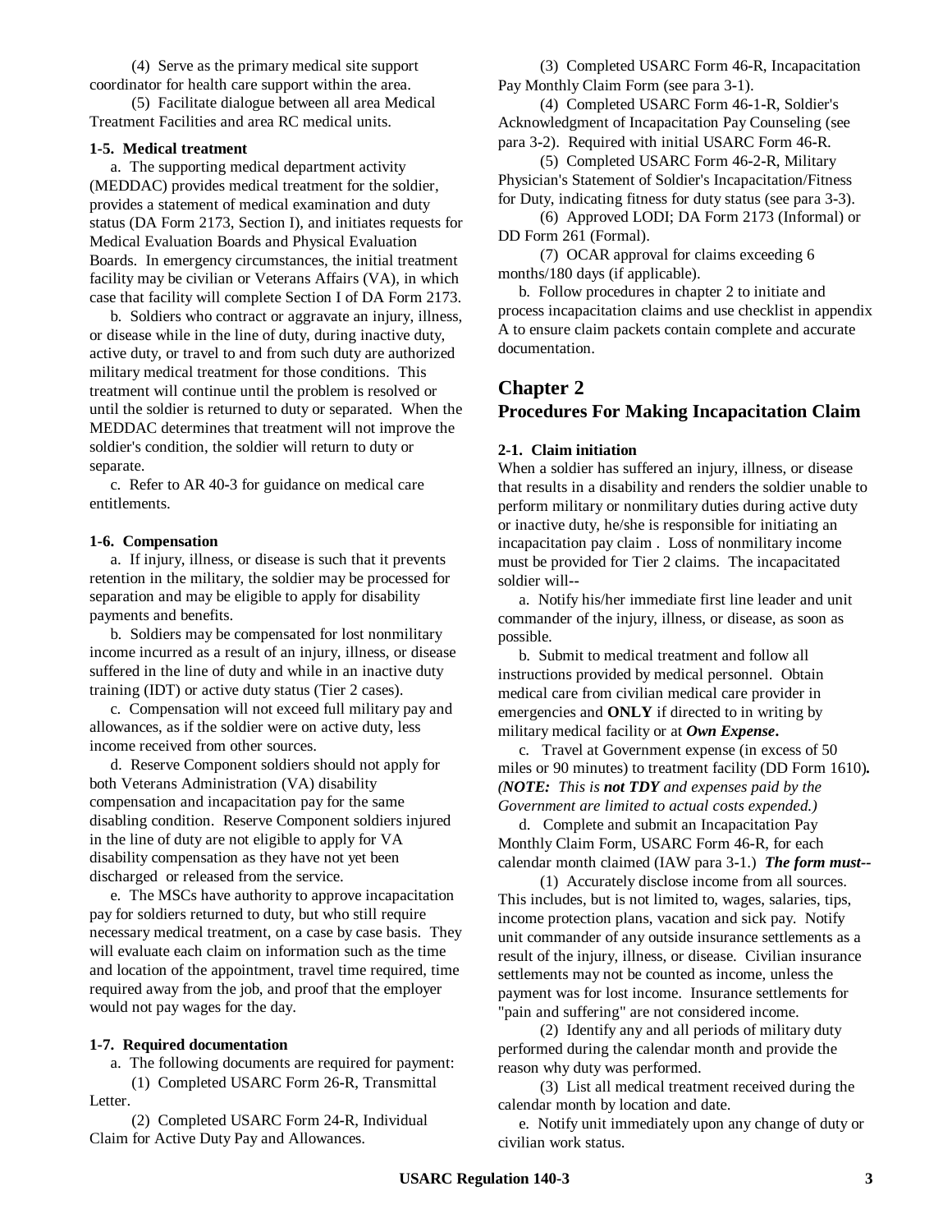(4) Serve as the primary medical site support coordinator for health care support within the area.

(5) Facilitate dialogue between all area Medical Treatment Facilities and area RC medical units.

**1-5. Medical treatment**

a. The supporting medical department activity (MEDDAC) provides medical treatment for the soldier, provides a statement of medical examination and duty status (DA Form 2173, Section I), and initiates requests for Medical Evaluation Boards and Physical Evaluation Boards. In emergency circumstances, the initial treatment facility may be civilian or Veterans Affairs (VA), in which case that facility will complete Section I of DA Form 2173.

b. Soldiers who contract or aggravate an injury, illness, or disease while in the line of duty, during inactive duty, active duty, or travel to and from such duty are authorized military medical treatment for those conditions. This treatment will continue until the problem is resolved or until the soldier is returned to duty or separated. When the MEDDAC determines that treatment will not improve the soldier's condition, the soldier will return to duty or separate.

c. Refer to AR 40-3 for guidance on medical care entitlements.

**1-6. Compensation**

a. If injury, illness, or disease is such that it prevents retention in the military, the soldier may be processed for separation and may be eligible to apply for disability payments and benefits.

b. Soldiers may be compensated for lost nonmilitary income incurred as a result of an injury, illness, or disease suffered in the line of duty and while in an inactive duty training (IDT) or active duty status (Tier 2 cases).

c. Compensation will not exceed full military pay and allowances, as if the soldier were on active duty, less income received from other sources.

d. Reserve Component soldiers should not apply for both Veterans Administration (VA) disability compensation and incapacitation pay for the same disabling condition. Reserve Component soldiers injured in the line of duty are not eligible to apply for VA disability compensation as they have not yet been discharged or released from the service.

e. The MSCs have authority to approve incapacitation pay for soldiers returned to duty, but who still require necessary medical treatment, on a case by case basis. They will evaluate each claim on information such as the time and location of the appointment, travel time required, time required away from the job, and proof that the employer would not pay wages for the day.

**1-7. Required documentation**

a. The following documents are required for payment:

(1) Completed USARC Form 26-R, Transmittal Letter.

(2) Completed USARC Form 24-R, Individual Claim for Active Duty Pay and Allowances.

(3) Completed USARC Form 46-R, Incapacitation Pay Monthly Claim Form (see para 3-1).

(4) Completed USARC Form 46-1-R, Soldier's Acknowledgment of Incapacitation Pay Counseling (see para 3-2). Required with initial USARC Form 46-R.

(5) Completed USARC Form 46-2-R, Military Physician's Statement of Soldier's Incapacitation/Fitness for Duty, indicating fitness for duty status (see para 3-3).

(6) Approved LODI; DA Form 2173 (Informal) or DD Form 261 (Formal).

(7) OCAR approval for claims exceeding 6 months/180 days (if applicable).

b. Follow procedures in chapter 2 to initiate and process incapacitation claims and use checklist in appendix A to ensure claim packets contain complete and accurate documentation.

## Chapter 2
## Procedures For Making Incapacitation Claim

**2-1. Claim initiation**

When a soldier has suffered an injury, illness, or disease that results in a disability and renders the soldier unable to perform military or nonmilitary duties during active duty or inactive duty, he/she is responsible for initiating an incapacitation pay claim . Loss of nonmilitary income must be provided for Tier 2 claims. The incapacitated soldier will--

a. Notify his/her immediate first line leader and unit commander of the injury, illness, or disease, as soon as possible.

b. Submit to medical treatment and follow all instructions provided by medical personnel. Obtain medical care from civilian medical care provider in emergencies and **ONLY** if directed to in writing by military medical facility or at ***Own Expense***.

c. Travel at Government expense (in excess of 50 miles or 90 minutes) to treatment facility (DD Form 1610)**.** *(**NOTE:** This is **not TDY** and expenses paid by the Government are limited to actual costs expended.)*

d. Complete and submit an Incapacitation Pay Monthly Claim Form, USARC Form 46-R, for each calendar month claimed (IAW para 3-1.) ***The form must--***

(1) Accurately disclose income from all sources. This includes, but is not limited to, wages, salaries, tips, income protection plans, vacation and sick pay. Notify unit commander of any outside insurance settlements as a result of the injury, illness, or disease. Civilian insurance settlements may not be counted as income, unless the payment was for lost income. Insurance settlements for "pain and suffering" are not considered income.

(2) Identify any and all periods of military duty performed during the calendar month and provide the reason why duty was performed.

(3) List all medical treatment received during the calendar month by location and date.

e. Notify unit immediately upon any change of duty or civilian work status.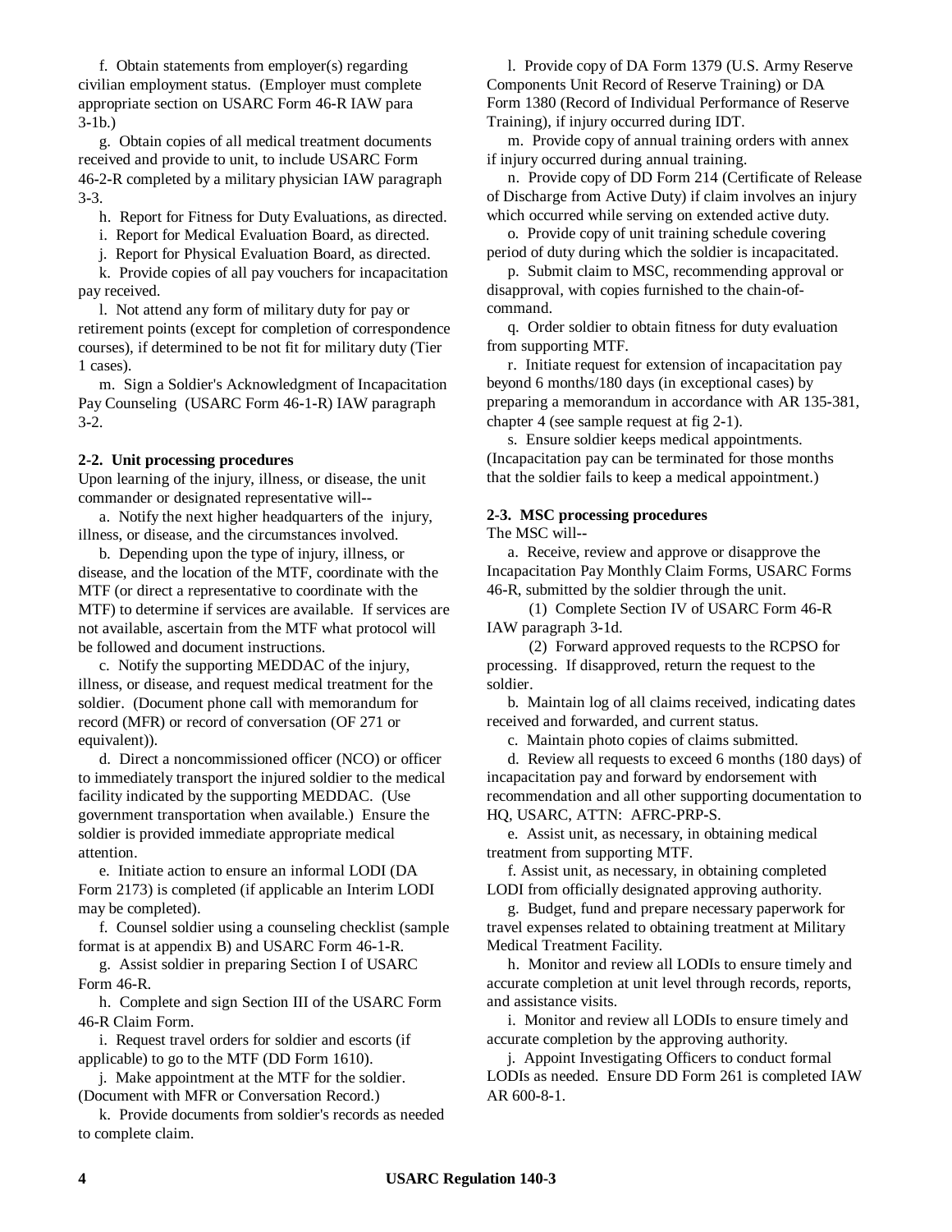f. Obtain statements from employer(s) regarding civilian employment status. (Employer must complete appropriate section on USARC Form 46-R IAW para 3-1b.)

g. Obtain copies of all medical treatment documents received and provide to unit, to include USARC Form 46-2-R completed by a military physician IAW paragraph 3-3.

h. Report for Fitness for Duty Evaluations, as directed.

i. Report for Medical Evaluation Board, as directed.

j. Report for Physical Evaluation Board, as directed.

k. Provide copies of all pay vouchers for incapacitation pay received.

l. Not attend any form of military duty for pay or retirement points (except for completion of correspondence courses), if determined to be not fit for military duty (Tier 1 cases).

m. Sign a Soldier's Acknowledgment of Incapacitation Pay Counseling (USARC Form 46-1-R) IAW paragraph 3-2.

**2-2. Unit processing procedures**

Upon learning of the injury, illness, or disease, the unit commander or designated representative will--

a. Notify the next higher headquarters of the injury, illness, or disease, and the circumstances involved.

b. Depending upon the type of injury, illness, or disease, and the location of the MTF, coordinate with the MTF (or direct a representative to coordinate with the MTF) to determine if services are available. If services are not available, ascertain from the MTF what protocol will be followed and document instructions.

c. Notify the supporting MEDDAC of the injury, illness, or disease, and request medical treatment for the soldier. (Document phone call with memorandum for record (MFR) or record of conversation (OF 271 or equivalent)).

d. Direct a noncommissioned officer (NCO) or officer to immediately transport the injured soldier to the medical facility indicated by the supporting MEDDAC. (Use government transportation when available.) Ensure the soldier is provided immediate appropriate medical attention.

e. Initiate action to ensure an informal LODI (DA Form 2173) is completed (if applicable an Interim LODI may be completed).

f. Counsel soldier using a counseling checklist (sample format is at appendix B) and USARC Form 46-1-R.

g. Assist soldier in preparing Section I of USARC Form 46-R.

h. Complete and sign Section III of the USARC Form 46-R Claim Form.

i. Request travel orders for soldier and escorts (if applicable) to go to the MTF (DD Form 1610).

j. Make appointment at the MTF for the soldier. (Document with MFR or Conversation Record.)

k. Provide documents from soldier's records as needed to complete claim.

l. Provide copy of DA Form 1379 (U.S. Army Reserve Components Unit Record of Reserve Training) or DA Form 1380 (Record of Individual Performance of Reserve Training), if injury occurred during IDT.

m. Provide copy of annual training orders with annex if injury occurred during annual training.

n. Provide copy of DD Form 214 (Certificate of Release of Discharge from Active Duty) if claim involves an injury which occurred while serving on extended active duty.

o. Provide copy of unit training schedule covering period of duty during which the soldier is incapacitated.

p. Submit claim to MSC, recommending approval or disapproval, with copies furnished to the chain-of-command.

q. Order soldier to obtain fitness for duty evaluation from supporting MTF.

r. Initiate request for extension of incapacitation pay beyond 6 months/180 days (in exceptional cases) by preparing a memorandum in accordance with AR 135-381, chapter 4 (see sample request at fig 2-1).

s. Ensure soldier keeps medical appointments. (Incapacitation pay can be terminated for those months that the soldier fails to keep a medical appointment.)

**2-3. MSC processing procedures**

The MSC will--

a. Receive, review and approve or disapprove the Incapacitation Pay Monthly Claim Forms, USARC Forms 46-R, submitted by the soldier through the unit.

(1) Complete Section IV of USARC Form 46-R IAW paragraph 3-1d.

(2) Forward approved requests to the RCPSO for processing. If disapproved, return the request to the soldier.

b. Maintain log of all claims received, indicating dates received and forwarded, and current status.

c. Maintain photo copies of claims submitted.

d. Review all requests to exceed 6 months (180 days) of incapacitation pay and forward by endorsement with recommendation and all other supporting documentation to HQ, USARC, ATTN: AFRC-PRP-S.

e. Assist unit, as necessary, in obtaining medical treatment from supporting MTF.

f. Assist unit, as necessary, in obtaining completed LODI from officially designated approving authority.

g. Budget, fund and prepare necessary paperwork for travel expenses related to obtaining treatment at Military Medical Treatment Facility.

h. Monitor and review all LODIs to ensure timely and accurate completion at unit level through records, reports, and assistance visits.

i. Monitor and review all LODIs to ensure timely and accurate completion by the approving authority.

j. Appoint Investigating Officers to conduct formal LODIs as needed. Ensure DD Form 261 is completed IAW AR 600-8-1.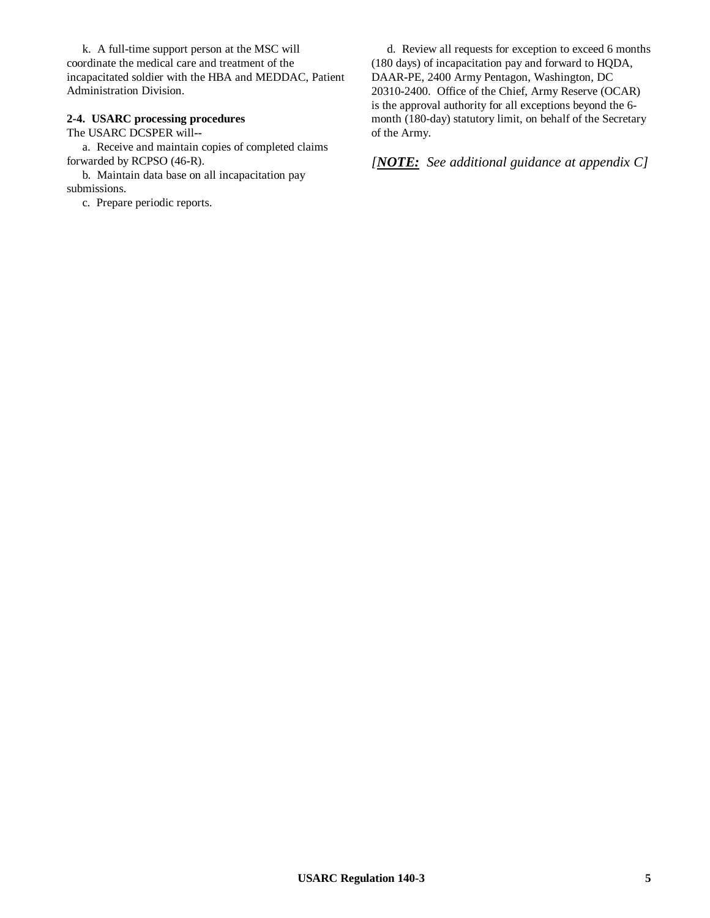k. A full-time support person at the MSC will coordinate the medical care and treatment of the incapacitated soldier with the HBA and MEDDAC, Patient Administration Division.

**2-4. USARC processing procedures**

The USARC DCSPER will--

a. Receive and maintain copies of completed claims forwarded by RCPSO (46-R).

b. Maintain data base on all incapacitation pay submissions.

c. Prepare periodic reports.

d. Review all requests for exception to exceed 6 months (180 days) of incapacitation pay and forward to HQDA, DAAR-PE, 2400 Army Pentagon, Washington, DC 20310-2400. Office of the Chief, Army Reserve (OCAR) is the approval authority for all exceptions beyond the 6-month (180-day) statutory limit, on behalf of the Secretary of the Army.

*[**NOTE:** See additional guidance at appendix C]*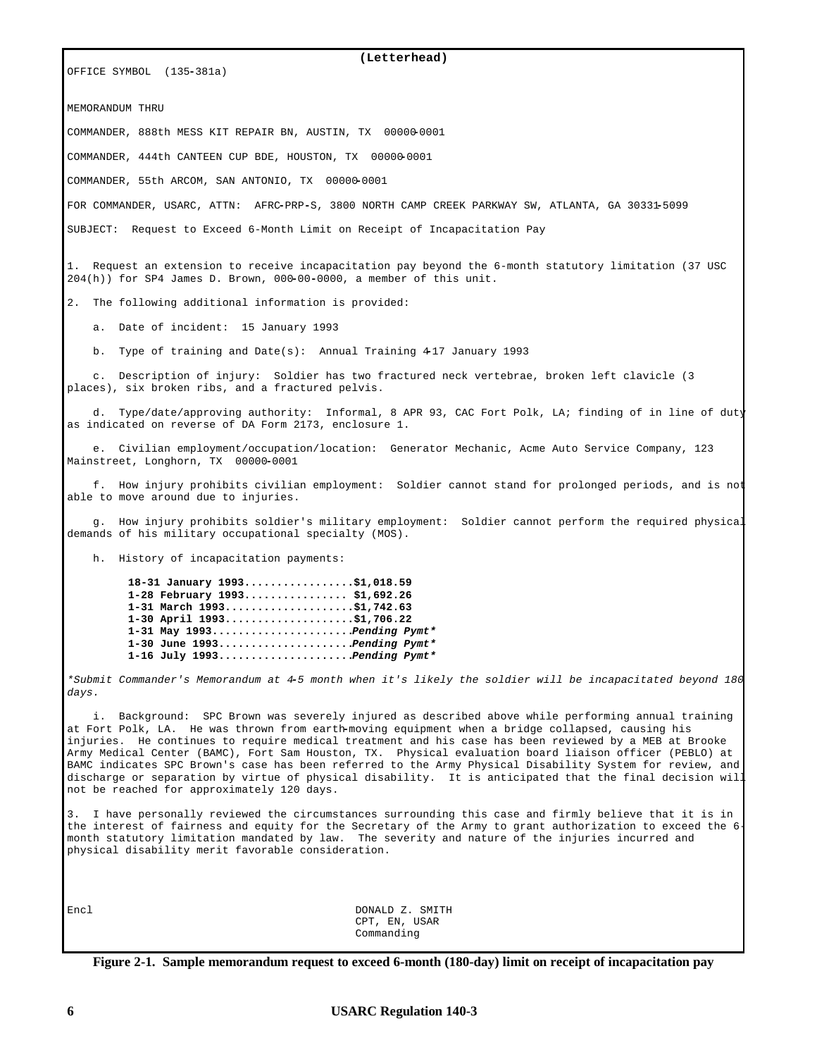**(Letterhead)**

OFFICE SYMBOL (135-381a)

MEMORANDUM THRU

COMMANDER, 888th MESS KIT REPAIR BN, AUSTIN, TX 00000-0001

COMMANDER, 444th CANTEEN CUP BDE, HOUSTON, TX 00000-0001

COMMANDER, 55th ARCOM, SAN ANTONIO, TX 00000-0001

FOR COMMANDER, USARC, ATTN: AFRC-PRP-S, 3800 NORTH CAMP CREEK PARKWAY SW, ATLANTA, GA 30331-5099

SUBJECT: Request to Exceed 6-Month Limit on Receipt of Incapacitation Pay

1. Request an extension to receive incapacitation pay beyond the 6-month statutory limitation (37 USC 204(h)) for SP4 James D. Brown, 000-00-0000, a member of this unit.

2. The following additional information is provided:

   a. Date of incident: 15 January 1993

   b. Type of training and Date(s): Annual Training 4-17 January 1993

   c. Description of injury: Soldier has two fractured neck vertebrae, broken left clavicle (3 places), six broken ribs, and a fractured pelvis.

   d. Type/date/approving authority: Informal, 8 APR 93, CAC Fort Polk, LA; finding of in line of duty as indicated on reverse of DA Form 2173, enclosure 1.

   e. Civilian employment/occupation/location: Generator Mechanic, Acme Auto Service Company, 123 Mainstreet, Longhorn, TX 00000-0001

   f. How injury prohibits civilian employment: Soldier cannot stand for prolonged periods, and is not able to move around due to injuries.

   g. How injury prohibits soldier's military employment: Soldier cannot perform the required physical demands of his military occupational specialty (MOS).

   h. History of incapacitation payments:

   **18-31 January 1993.................$1,018.59**
   **1-28 February 1993................ $1,692.26**
   **1-31 March 1993....................$1,742.63**
   **1-30 April 1993....................$1,706.22**
   **1-31 May 1993.....................*Pending Pymt****
   **1-30 June 1993....................*Pending Pymt****
   **1-16 July 1993....................*Pending Pymt****

*\*Submit Commander's Memorandum at 4-5 month when it's likely the soldier will be incapacitated beyond 180 days.*

   i. Background: SPC Brown was severely injured as described above while performing annual training at Fort Polk, LA. He was thrown from earth-moving equipment when a bridge collapsed, causing his injuries. He continues to require medical treatment and his case has been reviewed by a MEB at Brooke Army Medical Center (BAMC), Fort Sam Houston, TX. Physical evaluation board liaison officer (PEBLO) at BAMC indicates SPC Brown's case has been referred to the Army Physical Disability System for review, and discharge or separation by virtue of physical disability. It is anticipated that the final decision will not be reached for approximately 120 days.

3. I have personally reviewed the circumstances surrounding this case and firmly believe that it is in the interest of fairness and equity for the Secretary of the Army to grant authorization to exceed the 6-month statutory limitation mandated by law. The severity and nature of the injuries incurred and physical disability merit favorable consideration.

Encl

DONALD Z. SMITH
CPT, EN, USAR
Commanding

**Figure 2-1. Sample memorandum request to exceed 6-month (180-day) limit on receipt of incapacitation pay**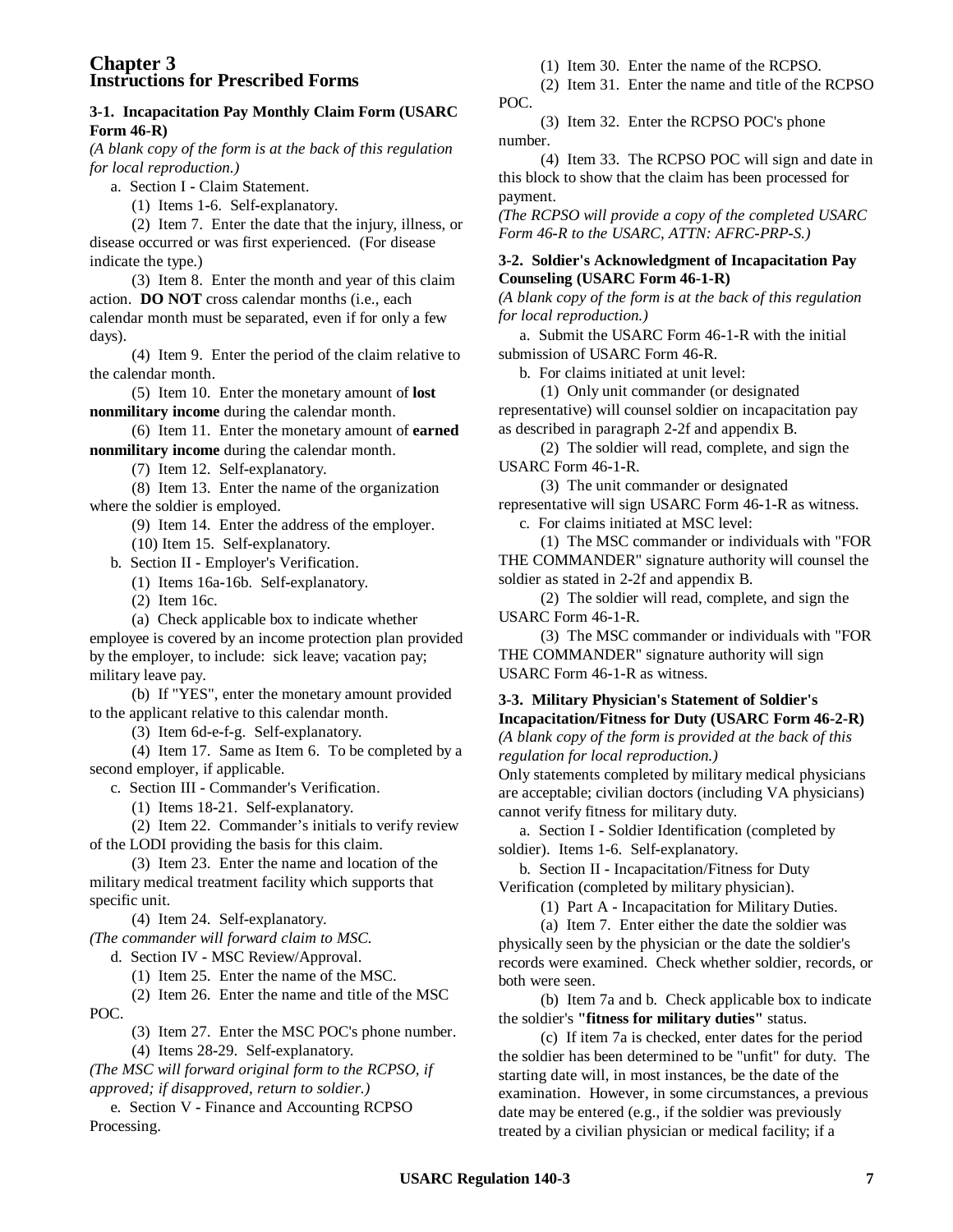# Chapter 3
# Instructions for Prescribed Forms

### 3-1. Incapacitation Pay Monthly Claim Form (USARC Form 46-R)

*(A blank copy of the form is at the back of this regulation for local reproduction.)*

a. Section I - Claim Statement.

(1) Items 1-6. Self-explanatory.

(2) Item 7. Enter the date that the injury, illness, or disease occurred or was first experienced. (For disease indicate the type.)

(3) Item 8. Enter the month and year of this claim action. **DO NOT** cross calendar months (i.e., each calendar month must be separated, even if for only a few days).

(4) Item 9. Enter the period of the claim relative to the calendar month.

(5) Item 10. Enter the monetary amount of **lost nonmilitary income** during the calendar month.

(6) Item 11. Enter the monetary amount of **earned nonmilitary income** during the calendar month.

(7) Item 12. Self-explanatory.

(8) Item 13. Enter the name of the organization where the soldier is employed.

(9) Item 14. Enter the address of the employer.

(10) Item 15. Self-explanatory.

b. Section II - Employer's Verification.

(1) Items 16a-16b. Self-explanatory.

(2) Item 16c.

(a) Check applicable box to indicate whether employee is covered by an income protection plan provided by the employer, to include: sick leave; vacation pay; military leave pay.

(b) If "YES", enter the monetary amount provided to the applicant relative to this calendar month.

(3) Item 6d-e-f-g. Self-explanatory.

(4) Item 17. Same as Item 6. To be completed by a second employer, if applicable.

c. Section III - Commander's Verification.

(1) Items 18-21. Self-explanatory.

(2) Item 22. Commander's initials to verify review of the LODI providing the basis for this claim.

(3) Item 23. Enter the name and location of the military medical treatment facility which supports that specific unit.

(4) Item 24. Self-explanatory.

*(The commander will forward claim to MSC.*

d. Section IV - MSC Review/Approval.

(1) Item 25. Enter the name of the MSC.

(2) Item 26. Enter the name and title of the MSC POC.

(3) Item 27. Enter the MSC POC's phone number.

(4) Items 28-29. Self-explanatory.

*(The MSC will forward original form to the RCPSO, if approved; if disapproved, return to soldier.)*

e. Section V - Finance and Accounting RCPSO Processing.

(1) Item 30. Enter the name of the RCPSO.

(2) Item 31. Enter the name and title of the RCPSO POC.

(3) Item 32. Enter the RCPSO POC's phone number.

(4) Item 33. The RCPSO POC will sign and date in this block to show that the claim has been processed for payment.

*(The RCPSO will provide a copy of the completed USARC Form 46-R to the USARC, ATTN: AFRC-PRP-S.)*

### 3-2. Soldier's Acknowledgment of Incapacitation Pay Counseling (USARC Form 46-1-R)

*(A blank copy of the form is at the back of this regulation for local reproduction.)*

a. Submit the USARC Form 46-1-R with the initial submission of USARC Form 46-R.

b. For claims initiated at unit level:

(1) Only unit commander (or designated representative) will counsel soldier on incapacitation pay as described in paragraph 2-2f and appendix B.

(2) The soldier will read, complete, and sign the USARC Form 46-1-R.

(3) The unit commander or designated representative will sign USARC Form 46-1-R as witness.

c. For claims initiated at MSC level:

(1) The MSC commander or individuals with "FOR THE COMMANDER" signature authority will counsel the soldier as stated in 2-2f and appendix B.

(2) The soldier will read, complete, and sign the USARC Form 46-1-R.

(3) The MSC commander or individuals with "FOR THE COMMANDER" signature authority will sign USARC Form 46-1-R as witness.

### 3-3. Military Physician's Statement of Soldier's Incapacitation/Fitness for Duty (USARC Form 46-2-R)

*(A blank copy of the form is provided at the back of this regulation for local reproduction.)*

Only statements completed by military medical physicians are acceptable; civilian doctors (including VA physicians) cannot verify fitness for military duty.

a. Section I - Soldier Identification (completed by soldier). Items 1-6. Self-explanatory.

b. Section II - Incapacitation/Fitness for Duty Verification (completed by military physician).

(1) Part A - Incapacitation for Military Duties.

(a) Item 7. Enter either the date the soldier was physically seen by the physician or the date the soldier's records were examined. Check whether soldier, records, or both were seen.

(b) Item 7a and b. Check applicable box to indicate the soldier's **"fitness for military duties"** status.

(c) If item 7a is checked, enter dates for the period the soldier has been determined to be "unfit" for duty. The starting date will, in most instances, be the date of the examination. However, in some circumstances, a previous date may be entered (e.g., if the soldier was previously treated by a civilian physician or medical facility; if a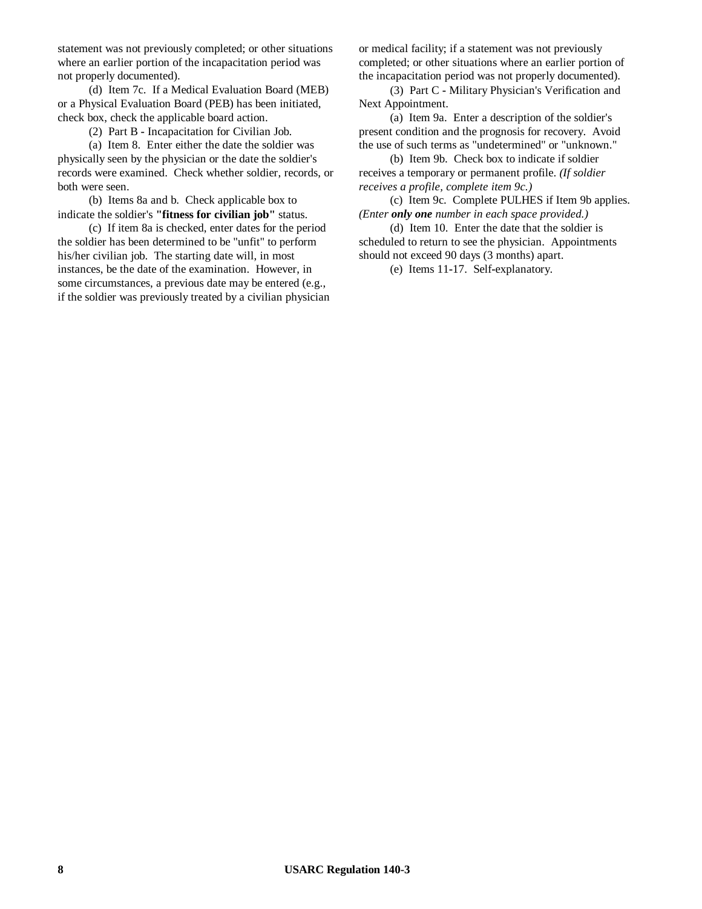statement was not previously completed; or other situations where an earlier portion of the incapacitation period was not properly documented).

(d) Item 7c. If a Medical Evaluation Board (MEB) or a Physical Evaluation Board (PEB) has been initiated, check box, check the applicable board action.

(2) Part B - Incapacitation for Civilian Job.

(a) Item 8. Enter either the date the soldier was physically seen by the physician or the date the soldier's records were examined. Check whether soldier, records, or both were seen.

(b) Items 8a and b. Check applicable box to indicate the soldier's **"fitness for civilian job"** status.

(c) If item 8a is checked, enter dates for the period the soldier has been determined to be "unfit" to perform his/her civilian job. The starting date will, in most instances, be the date of the examination. However, in some circumstances, a previous date may be entered (e.g., if the soldier was previously treated by a civilian physician or medical facility; if a statement was not previously completed; or other situations where an earlier portion of the incapacitation period was not properly documented).

(3) Part C - Military Physician's Verification and Next Appointment.

(a) Item 9a. Enter a description of the soldier's present condition and the prognosis for recovery. Avoid the use of such terms as "undetermined" or "unknown."

(b) Item 9b. Check box to indicate if soldier receives a temporary or permanent profile. *(If soldier receives a profile, complete item 9c.)*

(c) Item 9c. Complete PULHES if Item 9b applies. *(Enter **only one** number in each space provided.)*

(d) Item 10. Enter the date that the soldier is scheduled to return to see the physician. Appointments should not exceed 90 days (3 months) apart.

(e) Items 11-17. Self-explanatory.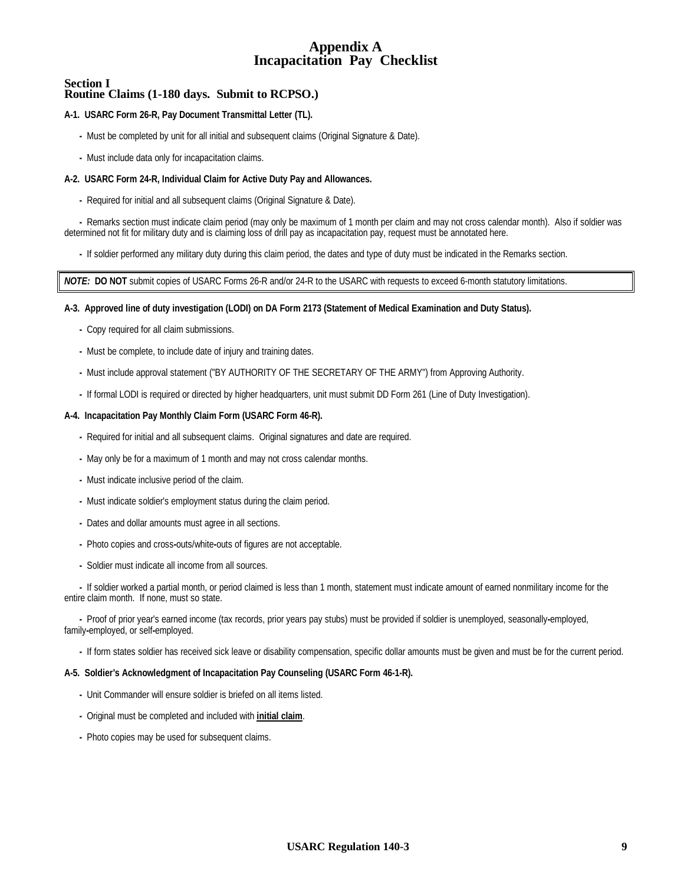# Appendix A
# Incapacitation Pay Checklist

## Section I
## Routine Claims (1-180 days. Submit to RCPSO.)

**A-1. USARC Form 26-R, Pay Document Transmittal Letter (TL).**

- Must be completed by unit for all initial and subsequent claims (Original Signature & Date).
- Must include data only for incapacitation claims.

**A-2. USARC Form 24-R, Individual Claim for Active Duty Pay and Allowances.**

- Required for initial and all subsequent claims (Original Signature & Date).
- Remarks section must indicate claim period (may only be maximum of 1 month per claim and may not cross calendar month). Also if soldier was determined not fit for military duty and is claiming loss of drill pay as incapacitation pay, request must be annotated here.
- If soldier performed any military duty during this claim period, the dates and type of duty must be indicated in the Remarks section.

> ***NOTE:*** **DO NOT** submit copies of USARC Forms 26-R and/or 24-R to the USARC with requests to exceed 6-month statutory limitations.

**A-3. Approved line of duty investigation (LODI) on DA Form 2173 (Statement of Medical Examination and Duty Status).**

- Copy required for all claim submissions.
- Must be complete, to include date of injury and training dates.
- Must include approval statement ("BY AUTHORITY OF THE SECRETARY OF THE ARMY") from Approving Authority.
- If formal LODI is required or directed by higher headquarters, unit must submit DD Form 261 (Line of Duty Investigation).

**A-4. Incapacitation Pay Monthly Claim Form (USARC Form 46-R).**

- Required for initial and all subsequent claims. Original signatures and date are required.
- May only be for a maximum of 1 month and may not cross calendar months.
- Must indicate inclusive period of the claim.
- Must indicate soldier's employment status during the claim period.
- Dates and dollar amounts must agree in all sections.
- Photo copies and cross-outs/white-outs of figures are not acceptable.
- Soldier must indicate all income from all sources.
- If soldier worked a partial month, or period claimed is less than 1 month, statement must indicate amount of earned nonmilitary income for the entire claim month. If none, must so state.
- Proof of prior year's earned income (tax records, prior years pay stubs) must be provided if soldier is unemployed, seasonally-employed, family-employed, or self-employed.
- If form states soldier has received sick leave or disability compensation, specific dollar amounts must be given and must be for the current period.

**A-5. Soldier's Acknowledgment of Incapacitation Pay Counseling (USARC Form 46-1-R).**

- Unit Commander will ensure soldier is briefed on all items listed.
- Original must be completed and included with **<u>initial claim</u>**.
- Photo copies may be used for subsequent claims.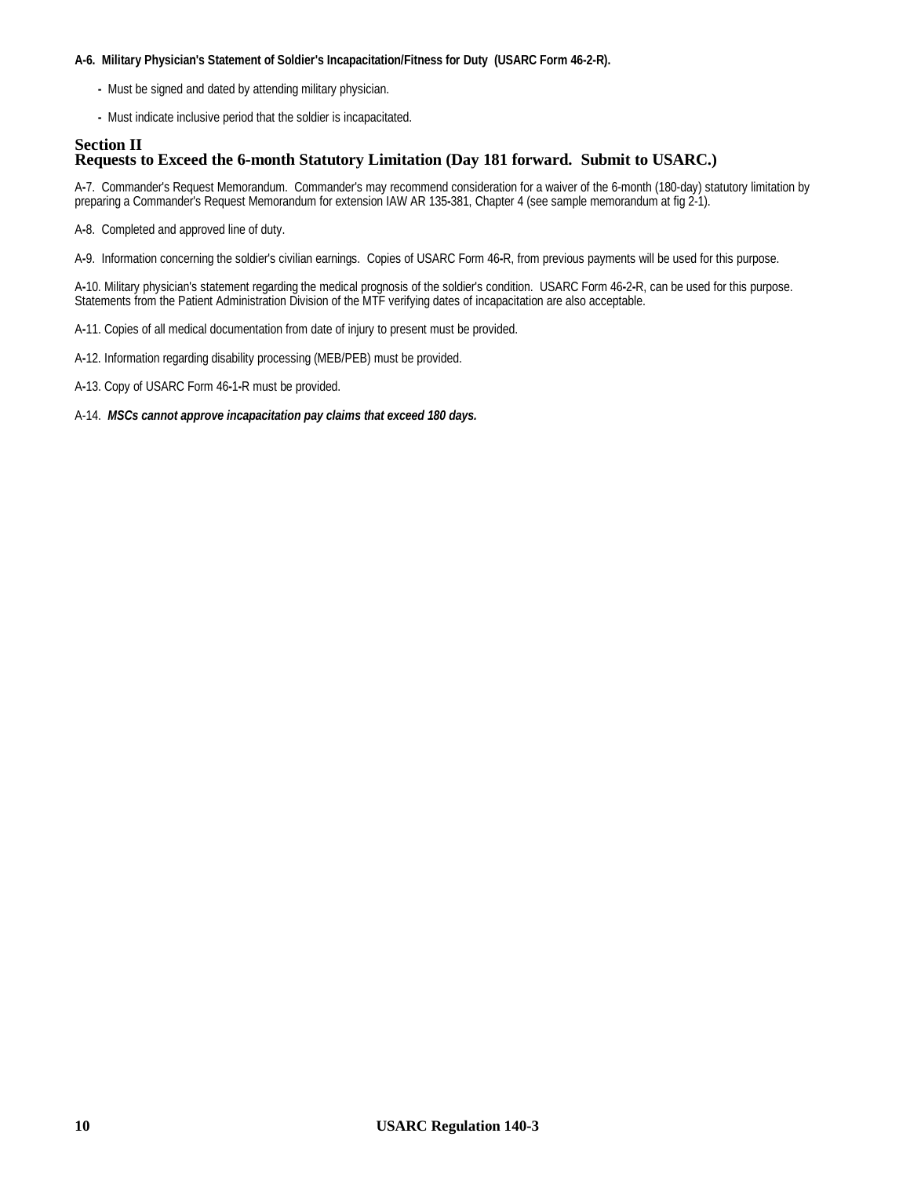**A-6. Military Physician's Statement of Soldier's Incapacitation/Fitness for Duty (USARC Form 46-2-R).**

- Must be signed and dated by attending military physician.
- Must indicate inclusive period that the soldier is incapacitated.

## Section II
## Requests to Exceed the 6-month Statutory Limitation (Day 181 forward. Submit to USARC.)

A-7. Commander's Request Memorandum. Commander's may recommend consideration for a waiver of the 6-month (180-day) statutory limitation by preparing a Commander's Request Memorandum for extension IAW AR 135-381, Chapter 4 (see sample memorandum at fig 2-1).

A-8. Completed and approved line of duty.

A-9. Information concerning the soldier's civilian earnings. Copies of USARC Form 46-R, from previous payments will be used for this purpose.

A-10. Military physician's statement regarding the medical prognosis of the soldier's condition. USARC Form 46-2-R, can be used for this purpose. Statements from the Patient Administration Division of the MTF verifying dates of incapacitation are also acceptable.

A-11. Copies of all medical documentation from date of injury to present must be provided.

A-12. Information regarding disability processing (MEB/PEB) must be provided.

A-13. Copy of USARC Form 46-1-R must be provided.

A-14. ***MSCs cannot approve incapacitation pay claims that exceed 180 days.***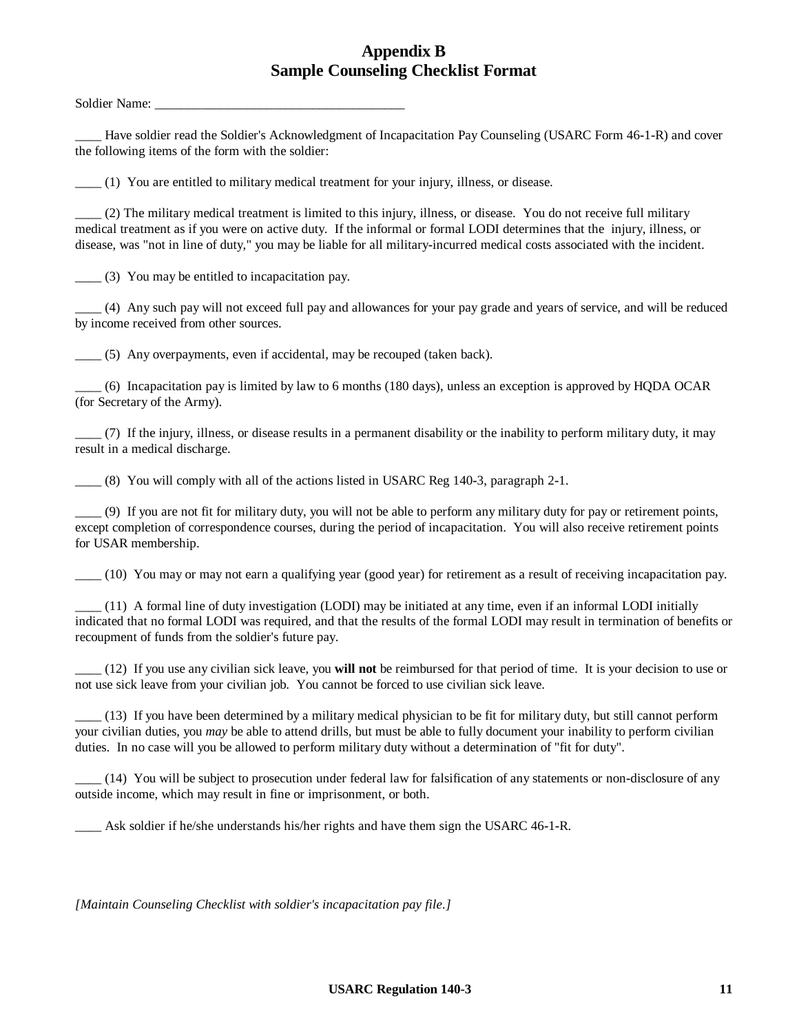# Appendix B
# Sample Counseling Checklist Format

Soldier Name: ______________________________________

____ Have soldier read the Soldier's Acknowledgment of Incapacitation Pay Counseling (USARC Form 46-1-R) and cover the following items of the form with the soldier:

____ (1) You are entitled to military medical treatment for your injury, illness, or disease.

____ (2) The military medical treatment is limited to this injury, illness, or disease. You do not receive full military medical treatment as if you were on active duty. If the informal or formal LODI determines that the injury, illness, or disease, was "not in line of duty," you may be liable for all military-incurred medical costs associated with the incident.

____ (3) You may be entitled to incapacitation pay.

____ (4) Any such pay will not exceed full pay and allowances for your pay grade and years of service, and will be reduced by income received from other sources.

____ (5) Any overpayments, even if accidental, may be recouped (taken back).

____ (6) Incapacitation pay is limited by law to 6 months (180 days), unless an exception is approved by HQDA OCAR (for Secretary of the Army).

____ (7) If the injury, illness, or disease results in a permanent disability or the inability to perform military duty, it may result in a medical discharge.

____ (8) You will comply with all of the actions listed in USARC Reg 140-3, paragraph 2-1.

____ (9) If you are not fit for military duty, you will not be able to perform any military duty for pay or retirement points, except completion of correspondence courses, during the period of incapacitation. You will also receive retirement points for USAR membership.

____ (10) You may or may not earn a qualifying year (good year) for retirement as a result of receiving incapacitation pay.

____ (11) A formal line of duty investigation (LODI) may be initiated at any time, even if an informal LODI initially indicated that no formal LODI was required, and that the results of the formal LODI may result in termination of benefits or recoupment of funds from the soldier's future pay.

____ (12) If you use any civilian sick leave, you **will not** be reimbursed for that period of time. It is your decision to use or not use sick leave from your civilian job. You cannot be forced to use civilian sick leave.

____ (13) If you have been determined by a military medical physician to be fit for military duty, but still cannot perform your civilian duties, you *may* be able to attend drills, but must be able to fully document your inability to perform civilian duties. In no case will you be allowed to perform military duty without a determination of "fit for duty".

____ (14) You will be subject to prosecution under federal law for falsification of any statements or non-disclosure of any outside income, which may result in fine or imprisonment, or both.

____ Ask soldier if he/she understands his/her rights and have them sign the USARC 46-1-R.

*[Maintain Counseling Checklist with soldier's incapacitation pay file.]*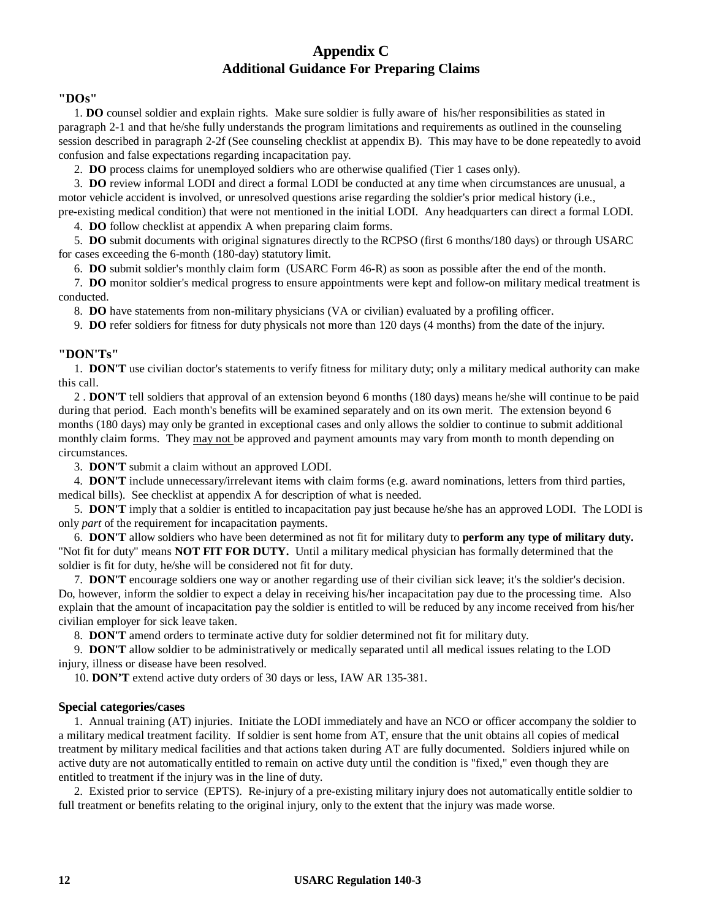# Appendix C
## Additional Guidance For Preparing Claims

### "DOs"

1. **DO** counsel soldier and explain rights. Make sure soldier is fully aware of his/her responsibilities as stated in paragraph 2-1 and that he/she fully understands the program limitations and requirements as outlined in the counseling session described in paragraph 2-2f (See counseling checklist at appendix B). This may have to be done repeatedly to avoid confusion and false expectations regarding incapacitation pay.

2. **DO** process claims for unemployed soldiers who are otherwise qualified (Tier 1 cases only).

3. **DO** review informal LODI and direct a formal LODI be conducted at any time when circumstances are unusual, a motor vehicle accident is involved, or unresolved questions arise regarding the soldier's prior medical history (i.e., pre-existing medical condition) that were not mentioned in the initial LODI. Any headquarters can direct a formal LODI.

4. **DO** follow checklist at appendix A when preparing claim forms.

5. **DO** submit documents with original signatures directly to the RCPSO (first 6 months/180 days) or through USARC for cases exceeding the 6-month (180-day) statutory limit.

6. **DO** submit soldier's monthly claim form (USARC Form 46-R) as soon as possible after the end of the month.

7. **DO** monitor soldier's medical progress to ensure appointments were kept and follow-on military medical treatment is conducted.

8. **DO** have statements from non-military physicians (VA or civilian) evaluated by a profiling officer.

9. **DO** refer soldiers for fitness for duty physicals not more than 120 days (4 months) from the date of the injury.

### "DON'Ts"

1. **DON'T** use civilian doctor's statements to verify fitness for military duty; only a military medical authority can make this call.

2 . **DON'T** tell soldiers that approval of an extension beyond 6 months (180 days) means he/she will continue to be paid during that period. Each month's benefits will be examined separately and on its own merit. The extension beyond 6 months (180 days) may only be granted in exceptional cases and only allows the soldier to continue to submit additional monthly claim forms. They may not be approved and payment amounts may vary from month to month depending on circumstances.

3. **DON'T** submit a claim without an approved LODI.

4. **DON'T** include unnecessary/irrelevant items with claim forms (e.g. award nominations, letters from third parties, medical bills). See checklist at appendix A for description of what is needed.

5. **DON'T** imply that a soldier is entitled to incapacitation pay just because he/she has an approved LODI. The LODI is only *part* of the requirement for incapacitation payments.

6. **DON'T** allow soldiers who have been determined as not fit for military duty to **perform any type of military duty.** "Not fit for duty" means **NOT FIT FOR DUTY.** Until a military medical physician has formally determined that the soldier is fit for duty, he/she will be considered not fit for duty.

7. **DON'T** encourage soldiers one way or another regarding use of their civilian sick leave; it's the soldier's decision. Do, however, inform the soldier to expect a delay in receiving his/her incapacitation pay due to the processing time. Also explain that the amount of incapacitation pay the soldier is entitled to will be reduced by any income received from his/her civilian employer for sick leave taken.

8. **DON'T** amend orders to terminate active duty for soldier determined not fit for military duty.

9. **DON'T** allow soldier to be administratively or medically separated until all medical issues relating to the LOD injury, illness or disease have been resolved.

10. **DON'T** extend active duty orders of 30 days or less, IAW AR 135-381.

### Special categories/cases

1. Annual training (AT) injuries. Initiate the LODI immediately and have an NCO or officer accompany the soldier to a military medical treatment facility. If soldier is sent home from AT, ensure that the unit obtains all copies of medical treatment by military medical facilities and that actions taken during AT are fully documented. Soldiers injured while on active duty are not automatically entitled to remain on active duty until the condition is "fixed," even though they are entitled to treatment if the injury was in the line of duty.

2. Existed prior to service (EPTS). Re-injury of a pre-existing military injury does not automatically entitle soldier to full treatment or benefits relating to the original injury, only to the extent that the injury was made worse.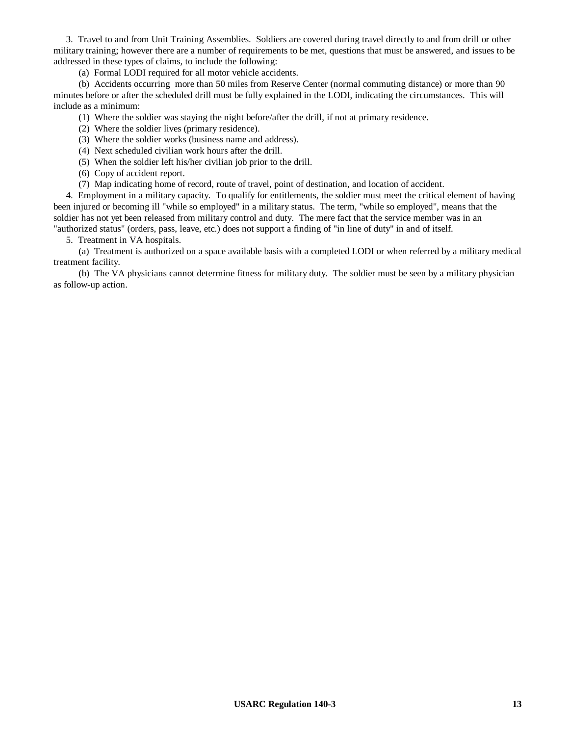3. Travel to and from Unit Training Assemblies. Soldiers are covered during travel directly to and from drill or other military training; however there are a number of requirements to be met, questions that must be answered, and issues to be addressed in these types of claims, to include the following:

(a) Formal LODI required for all motor vehicle accidents.

(b) Accidents occurring more than 50 miles from Reserve Center (normal commuting distance) or more than 90 minutes before or after the scheduled drill must be fully explained in the LODI, indicating the circumstances. This will include as a minimum:

(1) Where the soldier was staying the night before/after the drill, if not at primary residence.

(2) Where the soldier lives (primary residence).

(3) Where the soldier works (business name and address).

(4) Next scheduled civilian work hours after the drill.

(5) When the soldier left his/her civilian job prior to the drill.

(6) Copy of accident report.

(7) Map indicating home of record, route of travel, point of destination, and location of accident.

4. Employment in a military capacity. To qualify for entitlements, the soldier must meet the critical element of having been injured or becoming ill "while so employed" in a military status. The term, "while so employed", means that the soldier has not yet been released from military control and duty. The mere fact that the service member was in an "authorized status" (orders, pass, leave, etc.) does not support a finding of "in line of duty" in and of itself.

5. Treatment in VA hospitals.

(a) Treatment is authorized on a space available basis with a completed LODI or when referred by a military medical treatment facility.

(b) The VA physicians cannot determine fitness for military duty. The soldier must be seen by a military physician as follow-up action.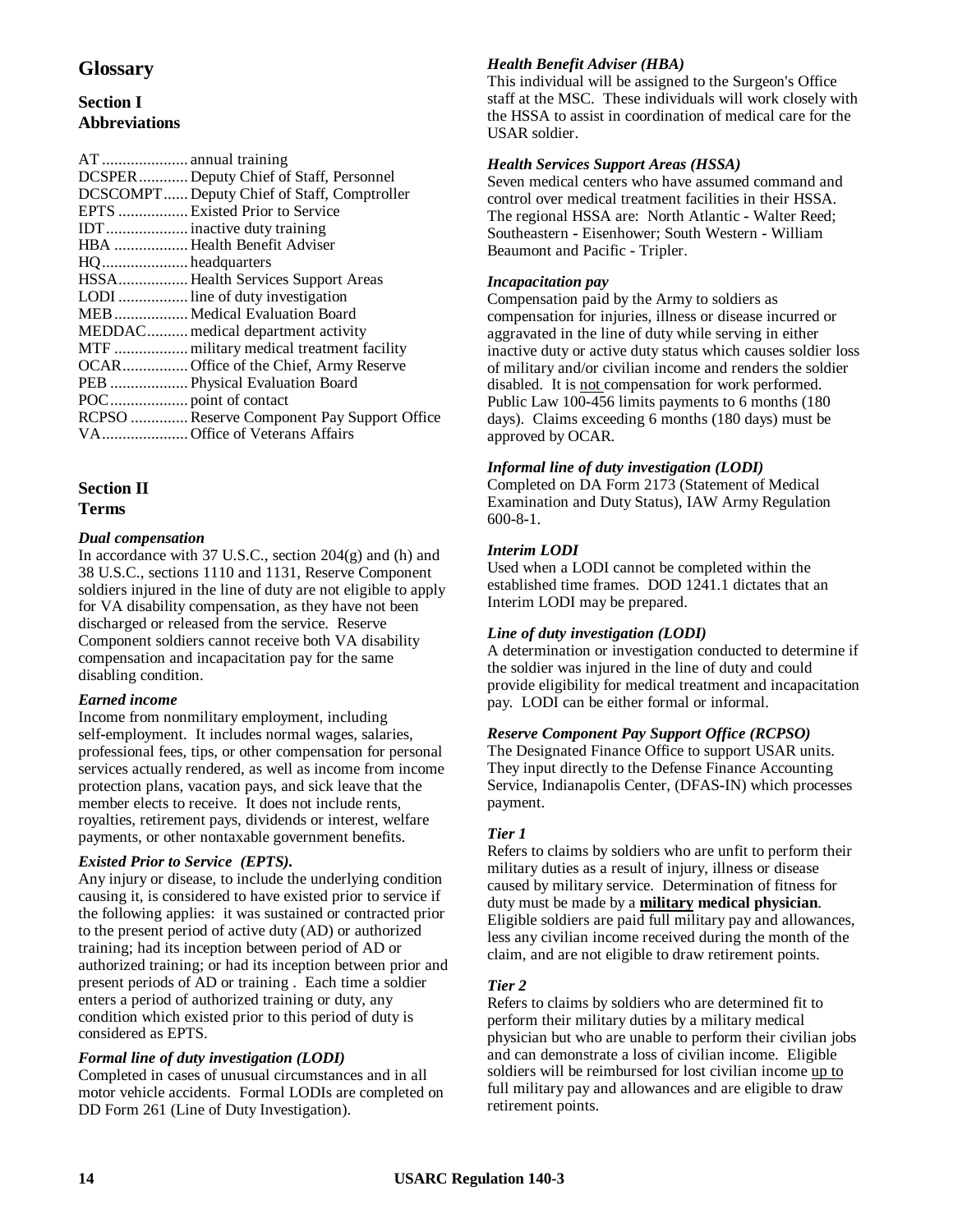# Glossary

## Section I
## Abbreviations

| | |
|---|---|
| AT | annual training |
| DCSPER | Deputy Chief of Staff, Personnel |
| DCSCOMPT | Deputy Chief of Staff, Comptroller |
| EPTS | Existed Prior to Service |
| IDT | inactive duty training |
| HBA | Health Benefit Adviser |
| HQ | headquarters |
| HSSA | Health Services Support Areas |
| LODI | line of duty investigation |
| MEB | Medical Evaluation Board |
| MEDDAC | medical department activity |
| MTF | military medical treatment facility |
| OCAR | Office of the Chief, Army Reserve |
| PEB | Physical Evaluation Board |
| POC | point of contact |
| RCPSO | Reserve Component Pay Support Office |
| VA | Office of Veterans Affairs |

## Section II
## Terms

***Dual compensation***
In accordance with 37 U.S.C., section 204(g) and (h) and 38 U.S.C., sections 1110 and 1131, Reserve Component soldiers injured in the line of duty are not eligible to apply for VA disability compensation, as they have not been discharged or released from the service. Reserve Component soldiers cannot receive both VA disability compensation and incapacitation pay for the same disabling condition.

***Earned income***
Income from nonmilitary employment, including self-employment. It includes normal wages, salaries, professional fees, tips, or other compensation for personal services actually rendered, as well as income from income protection plans, vacation pays, and sick leave that the member elects to receive. It does not include rents, royalties, retirement pays, dividends or interest, welfare payments, or other nontaxable government benefits.

***Existed Prior to Service (EPTS).***
Any injury or disease, to include the underlying condition causing it, is considered to have existed prior to service if the following applies: it was sustained or contracted prior to the present period of active duty (AD) or authorized training; had its inception between period of AD or authorized training; or had its inception between prior and present periods of AD or training . Each time a soldier enters a period of authorized training or duty, any condition which existed prior to this period of duty is considered as EPTS.

***Formal line of duty investigation (LODI)***
Completed in cases of unusual circumstances and in all motor vehicle accidents. Formal LODIs are completed on DD Form 261 (Line of Duty Investigation).

***Health Benefit Adviser (HBA)***
This individual will be assigned to the Surgeon's Office staff at the MSC. These individuals will work closely with the HSSA to assist in coordination of medical care for the USAR soldier.

***Health Services Support Areas (HSSA)***
Seven medical centers who have assumed command and control over medical treatment facilities in their HSSA. The regional HSSA are: North Atlantic - Walter Reed; Southeastern - Eisenhower; South Western - William Beaumont and Pacific - Tripler.

***Incapacitation pay***
Compensation paid by the Army to soldiers as compensation for injuries, illness or disease incurred or aggravated in the line of duty while serving in either inactive duty or active duty status which causes soldier loss of military and/or civilian income and renders the soldier disabled. It is <u>not</u> compensation for work performed. Public Law 100-456 limits payments to 6 months (180 days). Claims exceeding 6 months (180 days) must be approved by OCAR.

***Informal line of duty investigation (LODI)***
Completed on DA Form 2173 (Statement of Medical Examination and Duty Status), IAW Army Regulation 600-8-1.

***Interim LODI***
Used when a LODI cannot be completed within the established time frames. DOD 1241.1 dictates that an Interim LODI may be prepared.

***Line of duty investigation (LODI)***
A determination or investigation conducted to determine if the soldier was injured in the line of duty and could provide eligibility for medical treatment and incapacitation pay. LODI can be either formal or informal.

***Reserve Component Pay Support Office (RCPSO)***
The Designated Finance Office to support USAR units. They input directly to the Defense Finance Accounting Service, Indianapolis Center, (DFAS-IN) which processes payment.

***Tier 1***
Refers to claims by soldiers who are unfit to perform their military duties as a result of injury, illness or disease caused by military service. Determination of fitness for duty must be made by a **<u>military</u> medical physician**. Eligible soldiers are paid full military pay and allowances, less any civilian income received during the month of the claim, and are not eligible to draw retirement points.

***Tier 2***
Refers to claims by soldiers who are determined fit to perform their military duties by a military medical physician but who are unable to perform their civilian jobs and can demonstrate a loss of civilian income. Eligible soldiers will be reimbursed for lost civilian income <u>up to</u> full military pay and allowances and are eligible to draw retirement points.